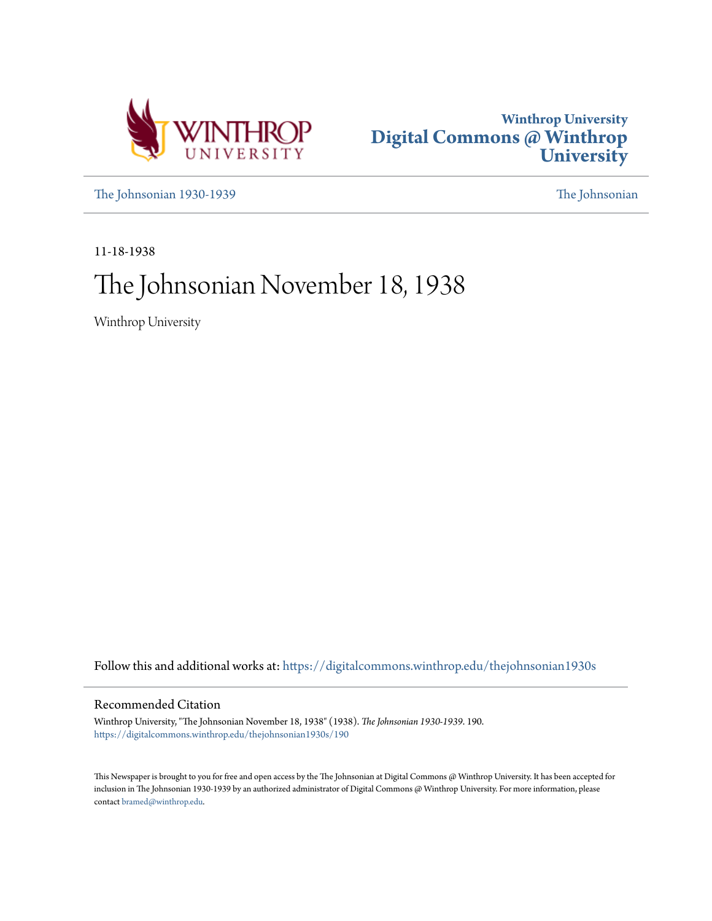Winthrop University
Digital Commons @ Winthrop University

The Johnsonian 1930-1939 | The Johnsonian

11-18-1938

# The Johnsonian November 18, 1938

Winthrop University

Follow this and additional works at: https://digitalcommons.winthrop.edu/thejohnsonian1930s

## Recommended Citation

Winthrop University, "The Johnsonian November 18, 1938" (1938). *The Johnsonian 1930-1939*. 190.
https://digitalcommons.winthrop.edu/thejohnsonian1930s/190

This Newspaper is brought to you for free and open access by the The Johnsonian at Digital Commons @ Winthrop University. It has been accepted for inclusion in The Johnsonian 1930-1939 by an authorized administrator of Digital Commons @ Winthrop University. For more information, please contact bramed@winthrop.edu.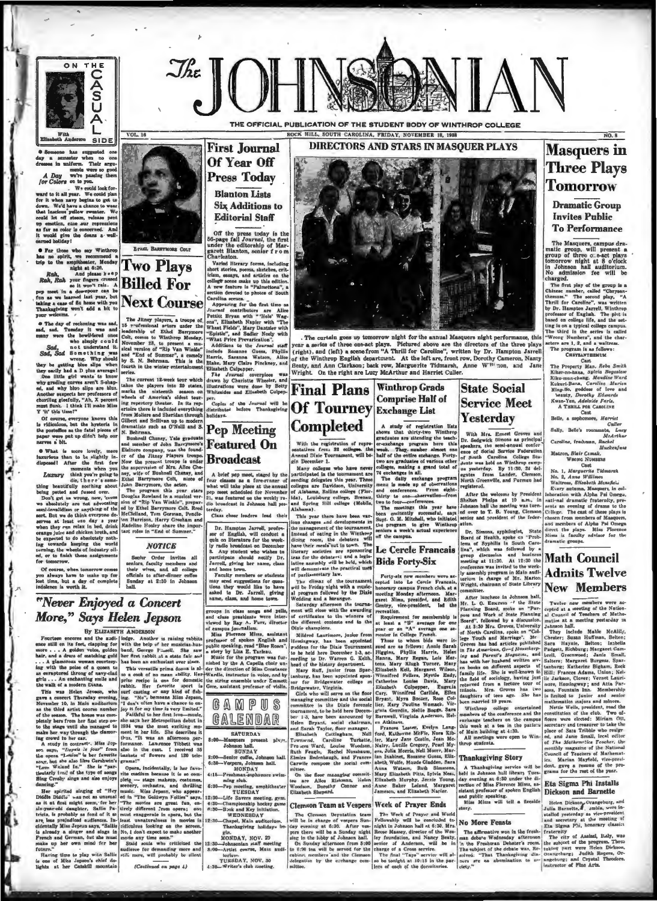# The JOHNSONIAN

THE OFFICIAL PUBLICATION OF THE STUDENT BODY OF WINTHROP COLLEGE

VOL. 16 — ROCK HILL, SOUTH CAROLINA, FRIDAY, NOVEMBER 18, 1938 — NO. 8

## ON THE CASUAL SIDE

With Elizabeth Anderson

● Someone has suggested one day a semester when no one dresses in uniform. Their arguments were so good we're passing them on to you.

*A Day for Colors*

... We could look forward to it all year. We could plan for it when navy begins to get us down. We'd have a chance to wear that luscious yellow sweater. We could let off steam, release pent up emotion, ease our repressions as far as color is concerned. And it would give the deans a well-earned holiday!

● For those who say Winthrop has no spirit, we recommend a trip to the amphitheater, Monday night at 6:30.

*Rah, Rah, Rah*

And please keep your fingers crossed so it won't rain. A pep meet in a downpour can be fun as we learned last year, but taking a case of flu home with you Thanksgiving won't add a bit to your welcome.

● The day of reckoning was sad, sad, sad. Tuesday it was and many were the bewildered ones who simply could not understand it.

*Sad, Sad*

Something was wrong. Why should they be getting blue slips when they easily had a D plus average! One little girl wants to know why grading curves aren't S-shaped, and why blue slips are blue. Another suspects her professors of chortling gleefully, "Ah, X percent must flunk. I think I'll make Miss Y 'it' this time!"

Of course, everyone knows this is ridiculous, but the hysteria in the postoffice as the fatal pieces of paper were put up didn't help our nerves a bit.

● What is more lovely, more luxurious than to be slightly indisposed! After the first few moments when you think you're going to die, there's something beautifully soothing about being petted and fussed over.

*Luxury*

Don't get us wrong, now, 'cause we absolutely are not advocating semi-invalidism or anything of the sort. But we do think everyone deserves at least one day a year when they can relax in bed, drink orange juice and chicken broth, and be expected to do absolutely nothing towards keeping the world turning, the wheels of industry oiled, or to finish those assignments for tomorrow.

Of course, when tomorrow comes you always have to make up for lost time, but a day of complete indolence is worth it.

## "Never Enjoyed a Concert More," Says Helen Jepson

BY ELIZABETH ANDERSON

Fourteen encores and the audience still on its feet, clapping for more . . . A golden voice, golden hair, and a dress of matching gold . . . A glamorous woman courteously with the poise of a queen to an enraptured throng of navy-clad girls . . . An enchanting smile and the walk of a modern Diana.

This was Helen Jepson, who gave a concert Thursday evening, November 10, in Main auditorium as the third artist course number of the season. The house was completely her from her first step on to the stage until she managed to make her way through the clamoring crowd to her car.

A study in contrasts, Miss Jepson says, "*Depuis le jour*" from the opera "*Louise*" is her favorite song, but she also likes Gershwin's "Love Walked In." She is "particularly fond of the type of songs Bing Crosby sings and also enjoys dancing."

Her spirited singing of "Hey Diddle Diddle" was not as unusual as it at first might seem, for her six-year-old daughter, Sallie Patricia, is probably as fond of it as are less prejudiced audiences. Incidentally Miss Jepson says, "Sallie is already a singer and sings in French and German, but she must make up her own mind for her future."

Having time to play with Sallie is one of Miss Jepson's chief delights at her Catskill mountain lodge. Another is raising rabbits with the help of her musician-husband, George Possell. She saw her first rabbit at a state fair and has been an enthusiast ever since.

This versatile prima donna is also a cook of no mean ability. Her pet recipe is one for domestic rabbit. Her favorite sport is surf casting of any kind of fishing. "No", bemoans Miss Jepson, "I don't often have a chance to enjoy it for my time is very limited."

Faithful to her first love—music, she says her Metropolitan debut in 1934 was the most exciting moment in her life. She describes it thus, "It was an afternoon performance. Lawrence Tibbett was also in the cast. I received 36 baskets of flowers and 120 telegrams!"

Opera, incidentally, is her favorite medium because it is so complete — stage makeup, costumes, scenery, orchestra, and thrilling music. Miss Jepson, who appeared in "The Goldwyn Follies" says, "The movies are great fun, entirely different from opera; one must exaggerate in opera, but the least unnaturalness in movies is ridiculous looking on the screen. No, I don't expect to make another movie any time soon."

Staid souls who criticized the audience for demanding more and still more, will probably be silent

(Continued on page 4)

## First Journal Of Year Off Press Today

### Blanton Lists Six Additions to Editorial Staff

Off the press today is the 56-page fall *Journal*, the first under the editorship of Margaret Blanton, senior from Charleston.

Varied literary forms, including short stories, poems, sketches, criticism, essays, and articles on the college scene make up this edition. A new feature is "Palmettona", a section devoted to photos of South Carolina scenes.

Appearing for the first time as *Journal* contributors are Alice Pettit Bryan with "'Hole' Wagons", Elizabeth Napier with "The Wheat Fields", Mary Dastler with "Epistle", and Sadler Neely with "What Price Prevarication".

Additions to the *Journal* staff include Roxanne Guess, Phyllis Harris, Saranna Watson, Alice Blake, Mary Claire Pinckney, and Elizabeth Culpepper.

The *Journal* coverpiece was drawn by Charlotte Wheeler, and illustrations were done by Betty Whitesides and Elizabeth Culpepper.

Copies of the *Journal* will be distributed before Thanksgiving holidays.

ETHEL BARRYMORE COLT

## Two Plays Billed For Next Course

The Jitney players, a troupe of 15 professional actors under the leadership of Ethel Barrymore Colt, comes to Winthrop Monday, November 28, to present a musical version of "Rip Van Winkle" and "End of Summer", a comedy by S. N. Behrman. This is the fourth in the winter entertainment series.

The current 12-week tour which takes the players into 29 states, marks the sixteenth season on wheels of America's oldest touring repertory theater. In the repertoire there is included everything from Moliere and Sheridan through Gilbert and Sullivan up to modern dramatists such as O'Neill and S. N. Behrman.

Bushnell Cheney, Yale graduate and member of John Barrymore's Elsinore company, was the founder of the Jitney Players troupe. Now the present troupe is under the supervision of Mrs. Alice Cheney, wife of Bushnell Cheney, and Ethel Barrymore Colt, niece of John Barrymore, the actor.

The program this year stars Douglas Rowland in a musical version of "Rip Van Winkle", prepared by Ethel Barrymore Colt. Reed McClelland, Tom Gorman, Pendleton Harrison, Harry Gresham and Madeline Hooley share the important roles in "End of Summer."

### NOTICE

Senior Order invites all seniors, faculty members and their wives, and all college officials to after-dinner coffee Sunday at 2:30 in Johnson hall.

## Pep Meeting Featured On Broadcast

A brief pep meet, staged by the four classes as a fore-runner of what will take place at the annual pep meet scheduled for November 21, was featured on the weekly radio broadcast in Johnson hall yesterday.

Class cheer leaders lead their groups in class songs and yells, and class presidents were interviewed by Ray A. Furr, director of campus journalism.

Miss Florence Minns, assistant professor of spoken English and public speaking, read "Blue Roses", a story by Lisa E. Tarleau.

Music for the program was furnished by the A Cappella choir under the direction of Miss Constance Wardle, instructor in voice, and by the string ensemble under Emmett Gore, assistant professor of violin.

## CAMPUS CALENDAR

**SATURDAY**
8:00—Masquers present plays, Johnson hall.

**SUNDAY**
2:30—Senior coffee, Johnson hall.
6:30—Vespers, Johnson hall.

**MONDAY**
4:15—Freshman-sophomore swimming club.
6:30—Pep meeting, amphitheater

**TUESDAY**
12:30—Life Savers meeting, gym.
4:30—Championship hockey game
6:30—Book and Key initiation.

**WEDNESDAY**
12:30—Chapel, Main auditorium. Thanksgiving holidays begin.

**MONDAY, NOV. 28**
12:30—Johnsonian staff meeting
8:00—Artist course, Main auditorium.

**TUESDAY, NOV. 29**
4:30—Writer's club meeting.

## DIRECTORS AND STARS IN MASQUER PLAYS

. The curtain goes up tomorrow night for the annual Masquers night performance, this year a series of three one-act plays. Pictured above are the directors of the three plays (right), and (left) a scene from "A Thrill for Caroline", written by Dr. Hampton Jarrell of the Winthrop English department. At the left are, front row, Dorothy Cameron, Nancy Beaty, and Ann Clarkson; back row, Marguerite Tidmarsh, Anne Williamson, and Jane Wright. On the right are Lucy McArthur and Harriet Culler.

## Final Plans Of Tourney Completed

With the registration of representatives from 32 colleges, the Annual Dixie Tournament will begin December 1.

Many colleges who have never participated in the tournament are sending delegates this year. These colleges are Davidson, University of Alabama, Rollins college (Florida), Louisburg college, Brenau, and Spring Hill college (Mobile, Alabama).

This year there have been various changes and developments in the management of the tournament. Instead of eating in the Winthrop dining room, the debaters will have their meals out in town. The literary societies are sponsoring teas for the debaters; and a legislative assembly will be held, which will demonstrate the practical uses of parliamentary law.

The climax of the tournament will be Friday night with a musical program followed by the Dixie Wedding and a harangue.

Saturday afternoon the tournament will close with the awarding of certificates to the winners of the different contests and to the Dixie champions.

Mildred Laurimore, junior from Hominyway, has been appointed goddess for the Dixie Tournament to be held here December 1-3, according to Dr. Warren G. Keith, head of the history department.

Mary Ruff, junior from Spartanburg, has been appointed sponsor for Bridgewater college in Bridgewater, Virginia.

Girls who will serve on the floor managing committee and the social committee in the Dixie forensic tournament, to be held here December 1-3, have been announced by Helen Bryant, social chairman, and Sarah Taylor, floor manager.

Elizabeth Cottingham, Nell Townsend, Caroline Turkette, Frances Ward, Louise Woodson, Ruth Feagle, Rachel Nussbaum, Elmira Bedenbaugh, and Frances Carwile compose the social committee.

On the floor managing committee are Alice Rickman, Helen Woodson, Dorothy Connor and Elizabeth Shepard.

## Winthrop Grads Comprise Half of Exchange List

A study of registration lists shows that thirty-two Winthrop graduates are attending the teacher-exchange program here this week. They number almost one half of the entire exchange. Forty-two are graduates of various other colleges, making a grand total of 74 exchanges in all.

The daily exchange program menu is made up of observations and conferences. From eight-thirty to one—observation—from two to four—conferences.

The meetings this year have been eminently successful, says Supt. O. M. Mitchell, who initiated the program to give Winthrop seniors a week's actual experience off the campus.

## Le Cercle Francais Bids Forty-Six

Forty-six new members were accepted into Le Cercle Francais, honorary campus French club, at a meeting Monday afternoon. Margaret Nims, presided, and Edith Gentry, vice-president, led the recreation.

Requirement for membership is at least a "B" average for one year or an "A" average one semester in College French.

Those to whom bids were issued are as follows: Annie Sarah Higgins, Phyllis Harris, Helen Hanna, Mary Hugh Turner, Mary Gentry, Mary Regan, Lois Mertens, Mary Ruff, Elizabeth Kell, Margaret Wilson, Winnifred Fellers, Myrtle Eady, Catherine Louise Davis, Mary Elizabeth Culpepper, Eugenia Cary, Winnifred Carlisle, Ellen Bryant, Myra Bowzer, Rose Collier, Mary Pauline Womack, Virginia Gourdin, Nellie Boggs, Sara Barnwell, Virginia Anderson, Helen Atkinson.

Frances Lester, Evelyn Langford, Katherine McFie, Nora Kibler, Mary Jane Costin, Jean McNairy, Lucille Gregory, Pearl Myers, Julia Morris, Nell Moore, Marian Inabinet, Roxanne Guess, Elizabeth Wolfe, Maude Gladden, Sara Anna Watson, Ruth Simmons, Mary Elizabeth Pitts, Sylvia Ness, Elizabeth Murphy, Jennie Young, Anne Baker Leland, Margaret Jameson, and Elizabeth Napier.

## Clemson Team at Vespers

The Clemson Deputation team will be in charge of vespers Sunday evening at 6:30. After vespers there will be a Sunday night sing in the lobby of Johnson hall.

On Sunday afternoon from 5:00 to 6:00 tea will be served for the cabinet members and the Clemson delegation by the exchange committee.

## Week of Prayer Ends

The Week of Prayer and World Fellowship will be concluded tonight in Johnson hall at 6:30. Mrs. Reese Massey, director of the Wesley foundation, and Nancy Beaty, senior of Anderson, will be in charge of a Candle service.

The final "Taps" service will also be tonight at 10:15 in the parlors of each of the dormitories.

## State Social Service Meet Yesterday

With Mrs. Ernest Groves and Dr. Sedgwick Simons as principal speakers, the semi-annual conference of Social Service Federation of South Carolina College Students was held on Winthrop campus yesterday. By 11:30, 24 delegates from Lander, Clemson, North Greenville, and Furman had registered.

After the welcome by President Shelton Phelps at 10 a.m., in Johnson hall the meeting was turned over to T. B. Young, Clemson senior and president of the federation.

Dr. Simons, syphilogist, State Board of Health, spoke on "Problems of Syphilis in South Carolina", which was followed by a group discussion and business meeting at 11:30. At 12:30 the conference was invited to the weekly assembly program in Main auditorium in charge of Mr. Marion Wright, chairman of State Library committee.

After luncheon in Johnson hall, Mr. L. O. Emerson of the State Planning Board, spoke on "Purpose and Work of State Planning Board", followed by a discussion. At 3:30 Mrs. Groves, University of North Carolina, spoke on "College Youth and Marriage". Mrs. Groves has had articles published in *The American*, *Good Housekeeping* and *Parent's Magazine*, and has with her husband written seven books on different aspects of family life. She is well-known in the field of sociology, having just returned from a lecture tour of Illinois. Mrs. Groves has two daughters of teen age. She has been married 19 years.

Winthrop college entertained members of the conference and the exchange teachers on the campus this week at a tea in the parlors of Main building at 4:30.

All meetings were open to Winthrop students.

## Thanksgiving Story

A Thanksgiving service will be held in Johnson hall library Tuesday evening at 6:30 under the direction of Miss Florence Minns, assistant professor of spoken English and public speaking.

Miss Minns will tell a fireside story.

## No More Feasts

The affirmative won in the freshman debate Wednesday afternoon in the Freshman Debater's room. The subject of the debate was, Resolved: "That Thanksgiving dinners are an abomination to society."

## Masquers in Three Plays Tomorrow

### Dramatic Group Invites Public To Performance

The Masquers, campus dramatic group, will present a group of three one-act plays tomorrow night at 8 o'clock in Johnson hall auditorium. No admission fee will be charged.

The first play of the group is a Chinese number, called "Chrysanthemums." The second play, "A Thrill for Caroline", was written by Dr. Hampton Jarrell, Winthrop professor of English. The plot is based on college life, and the setting is on a typical college campus. The third in the series is called "Wrong Numbers", and the characters are 1, 2, and a waitress.

The program is as follows:

CHRYSANTHEMUMS

Cast

The Property Man, *Reba Smith*
Kiker-no-hana, *Sylvia Bogoslow*
Kiku-mu-chang, *Meadow Ward*
Kukuri-Bana, *Caroline Marion*
Ming-So, goddess of love and beauty, *Dorothy Edwards*
Kwan-Yen, *Adelaide Faris*

A THRILL FOR CAROLINE

Cast

Belle, a sophomore, *Harriet Culler*
Sally, Belle's roommate, *Lucy McArthur*
Caroline, freshman, *Rachel Muckenfuss*
Matron, *Blair Comak*

WRONG NUMBERS

No. 1, *Marguerite Tidmarsh*
No. 2, *Anne Williamson*
Waitress, *Elizabeth Mansfield*

Every autumn, Masquers, in collaboration with Alpha Psi Omega, national dramatic fraternity, presents an evening of drama to the College. The cast of these plays is chosen from members of Masquers, and members of Alpha Psi Omega direct the plays. Miss Florence Minns is faculty advisor for the dramatic groups.

## Math Council Admits Twelve New Members

Twelve new members were accepted at a meeting of the National Council of Teachers of Mathematics at a meeting yesterday in Johnson hall.

They include Mable McAlily, Chester; Susan Huffman, Belton; Sara Haynie, Belton; Isabella Padgett, Richburg; Margaret Gambrell, Greenwood; Janie Small, Salters; Margaret Burgess, Spartanburg; Katherine Bigham, Rock Hill; Frances Adams, Union; Nellie Jackson, Clover; Vernet Lauriniere, Hemingway; and Atta Parsons, Fountain Inn. Membership is limited to junior and senior mathematics majors and minors.

Nettie Wells, president, read the constitution of the club. Two officers were elected: Miriam Ott, secretary and treasurer to take the place of Sara Tribble who resigned, and Jane Small, local editor of *The Mathematics Teacher*, the monthly magazine of the National Council of Teachers of Mathematics. Marian Mayfield, vice-president, gave a resume of the programs for the rest of the year.

## Eta Sigma Phi Installs Dickson and Barnette

Helen Dickson, Orangeburg, and Julia Barnette, Columbia, were installed yesterday as vice-president and secretary at the meeting of Eta Sigma Phi, honorary classics fraternity.

The city of Assisi, Italy, was the subject of the program. Those taking part were Helen Dickson, Orangeburg; Judith Rogers, Orangeburg; and Crystal Theodore, instructor of Fine Arts.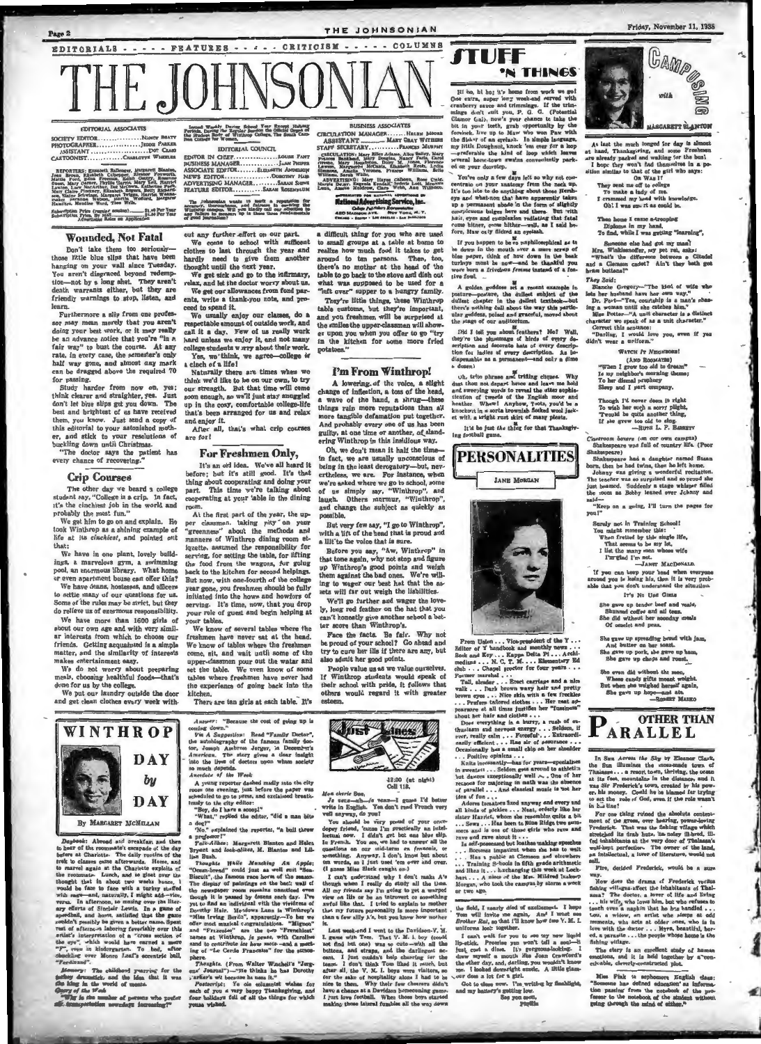EDITORIALS - - - - - FEATURES - - - - - CRITICISM - - - - - COLUMNS

# THE JOHNSONIAN

Issued Weekly During School Year Except Holiday Periods. During the Regular Session the Official Organ of the Student Body of Winthrop College, The South Carolina College for Women.

EDITORIAL ASSOCIATES

SOCIETY EDITOR.......................NANCY BEATY
PHOTOGRAPHER.......................JESSE PARKER
ASSISTANT.......................DOT CASE
CARTOONIST.......................CHARLOTTE WHEELER

REPORTERS: Elizabeth Ballenger, Margaret Blanton, Jean Brown, Elizabeth Culpepper, Eleanor Foxworth, Mattie Ford, Edna Freeman, Edith Gentry, Rosalee Guest, Mary James, Phyllis Lane, Mary Lee, Harriet Lawton, Lucy McCarthur, Dot McCown, Katherine Park, Mary Claire Pinckney, Elizabeth Rogers, Betty Richards, Elaine Schwing, Margaret Tetzger, Harriet Wallace, Mildred Watson, Annette Wright, Margaret Hamilton, Maudine Ward, Tess Walls.

Subscription Price (regular session)..........$1.00 Per Year
Subscription Price, By Mail.......................$1.50 Per Year
Advertising Rates on Application

EDITORIAL COUNCIL

EDITOR IN CHIEF.......................LOUISE FANT
BUSINESS MANAGER.......................JEAN PENNY
ASSOCIATE EDITOR.......................ELIZABETH ANDERSON
NEWS EDITOR.......................DOROTHY HAM
ADVERTISING MANAGER.......................SARAH SHIPP
FEATURE EDITOR.......................SARAH ROSENBLUM

The Johnsonian wants to merit a reputation for accuracy, thoroughness, and fairness in covering the Winthrop campus. We will most kindly call our attention to any failure to measure up to these three fundamentals of good journalism.

BUSINESS ASSOCIATES

CIRCULATION MANAGER.......................HELEN MOORE
ASSISTANT.......................MARY GRAY WITHERS
STAFF SECRETARY.......................FRANCES MURPHY

CIRCULATION: Mary Ellen Adams, Alice Baker, Mary Frances Bankhead, Mary Douglas, Nancy Faris, Carol Greene, Mary Hemphill, Daisy M. Jones, Florence Lawson, Marguerite McCants, Elizabeth Reid, Lydia Simmons, Amelia Vernon, Frances Williams, Ruth Williams, Sarah Wills.

ADVERTISING: Mary Hayes Calhoun, Rose Cain, Marie Dixon, Eugenia Kendall, Sodora Lott, Maggie Lane, Amelia Moldrow, Cara Webb, Ann Williams.

REPRESENTED FOR NATIONAL ADVERTISING BY
National Advertising Service, Inc.
College Publishers Representative
420 MADISON AVE. NEW YORK, N. Y.
CHICAGO · BOSTON · LOS ANGELES · SAN FRANCISCO

## Wounded, Not Fatal

Don't take them too seriously—those little blue slips that have been hanging on your wall since Tuesday. You aren't disgraced beyond redemption—not by a long shot. They aren't death warrants either, but they are friendly warnings to stop, listen, and learn.

Furthermore a slip from one professor may mean merely that you aren't doing your best work, or it may really be an advance notice that you're "in a fair way" to bust the course. At any rate, in every case, the semester's only half way gone, and almost any mark can be dragged above the required 70 for passing.

Study harder from now on, yes; think clearer and straighter, yes. Just don't let blue slips get you down. The best and brightest of us have received them, you know. Just send a copy of this editorial to your astonished mother, and stick to your resolutions of buckling down until Christmas.

"The doctor says the patient has every chance of recovering."

## Crip Courses

The other day we heard a college student say, "College is a crip. In fact, it's the cinchiest job in the world and probably the most fun."

We got him to go on and explain. He took Winthrop as a shining example of life at its *cinchiest*, and pointed out that:

We have in one plant, lovely buildings, a marvelous gym, a swimming pool, an enormous library. What home or even apartment house can offer this?

We have deans, hostesses, and officers to settle many of our questions for us. Some of the rules may be strict, but they do relieve us of enormous responsibility.

We have more than 1600 girls of about our own age and with very similar interests from which to choose our friends. Getting acquainted is a simple matter, and the similarity of interests makes entertainment easy.

We do not worry about preparing meals, choosing healthful foods—that's done for us by the college.

We put our laundry outside the door and get clean clothes every week without any further effort on our part.

We come to school with sufficient clothes to last through the year and hardly need to give them another thought until the next year.

We get sick and go to the infirmary, relax, and let the doctor worry about us.

We get our allowances from fond parents, write a thank-you note, and proceed to spend it.

We usually enjoy our classes, do a respectable amount of outside work, and call it a day. Few of us really work hard unless we enjoy it, and not many college students worry about their work.

Yes, we think, we agree—college is a cinch of a life!

Naturally there are times when we think we'd like to be on our own, to try our strength. But that time will come soon enough, so we'll just stay snuggled up in the cozy, comfortable college-life that's been arranged for us and relax and enjoy it.

After all, that's what crip courses are for!

## For Freshmen Only,

It's an old idea. We've all heard it before; but it's still good. It's that thing about cooperating and doing your part. This time we're talking about cooperating at your table in the dining room.

At the first part of the year, the upper classmen, taking pity on your "greenness" about the methods and manners of Winthrop dining room etiquette, assumed the responsibility for serving, for setting the table, for lifting the food from the wagons, for going back to the kitchen for second helpings. But now, with one-fourth of the college year gone, you freshmen should be fully initiated into the hows and howfors of serving. It's time, now, that you drop your role of guest and begin helping at your tables.

We know of several tables where the freshmen have never sat at the head. We know of tables where the freshmen come, sit, and wait until some of the upper-classmen pour out the water and set the table. We even know of some tables where freshmen have never had the experience of going back into the kitchen.

There are ten girls at each table. It's a difficult thing for you who are used to small groups at a table at home to realize how much food it takes to get around to ten persons. Then, too, there's no mother at the head of the table to go back to the stove and dish out what was supposed to be used for a "left over" supper to a hungry family.

They're little things, these Winthrop table customs, but they're important, and you freshmen will be surprised at the smiles the upper-classmen will shower upon you when you offer to go "try in the kitchen for some more fried potatoes."

## I'm From Winthrop!

A lowering of the voice, a slight change of inflection, a toss of the head, a wave of the hand, a shrug—these things rate more reputations than all more tangible defamation put together. And probably every one of us has been guilty, at one time or another, of slandering Winthrop in this insidious way.

Oh, we don't mean it half the time—in fact, we are usually unconscious of being in the least derogatory—but, nevertheless, we are. For instance, when we're asked where we go to school, some of us simply say, "Winthrop", and laugh. Others murmur, "Winthrop", and change the subject as quickly as possible.

But very few say, "I go to Winthrop", with a lift of the head that is proud and a lilt to the voice that is sure.

Before you say, "Aw, Winthrop" in that tone again, why not stop and figure up Winthrop's good points and weigh them against the bad ones. We're willing to wager our best hat that the assets will far out weigh the liabilities.

We'll go further and wager the lovely, long red feather on the hat that you can't honestly give another school a better score than Winthrop's.

Face the facts. Be fair. Why not be proud of your school? Go ahead and try to cure her ills if there are any, but also admit her good points.

People value us as we value ourselves. If Winthrop students would speak of their school with pride, it follows that others would regard it with greater esteem.

## STUFF 'N THINGS

Hi ho, hi ho; it's home from work we go! One extra, super long week-end served with cranberry sauce and trimmings. If the trimmings don't suit you, P. G. G. (Potential Glamor Gal), now's your chance to take the bit in your teeth, grab opportunity by the forelock, live up to Maw who won Paw with the flicker of an eyelash. In simple language, my little Doughnut, knock 'em over for a loop reverse the kind of loop which leaves several home-town swains conveniently parked on your doorstep.

You've only a few days left so why not concentrate on your anatomy from the neck up. It's too late to do anything about those Hershey's and what-not that have apparently taken up a permanent abode in the form of slightly complicate bulges here and there. But with hair, eyes and complexion radiating that fatal come hither, come hither—well, as I said before, Maw only flicked an eyelash.

If you happen to be a nephilosophical as to be down in the mouth over a mere scrap of blue paper, think of how down in the beak turkeys must be now—and be thankful you were born a *frivolous femme* instead of a festive fowl.

A golden goddess set a recent example in posture—posture, the dullest subject of the dullest chapter in the dullest textbook—but there's nothing dull about the way this particular goddess, poised and graceful, moved about the stage of our auditorium.

Did I tell you about feathers? No? Well, they're the playthings of birds of every description and decorate hats of every description for ladies of every description. As indispensable as a permanent—and only a dime a dozen!

Oh, trim phrase and trifling cliques. Why dust thou not depart hence and leave me bold and sweeping words to reveal the utter sophistication of tweeds of the English moor and heather. Whew! Anyhow, Toots, you'd be a knockout in a sorta brownish flecked wool jacket with a bright rust skirt of many pleats.

It'd be just the thing for that Thanksgiving football game.

## PERSONALITIES

JANE MORGAN

From Union . . . Vice-president of the Y . . . Editor of Y handbook and monthly news . . . Book and Key . . . Kappa Delta Pi . . . Archimedians . . . N. C. T. M. . . . Elementary Ed club . . . Chapel proctor for four years . . . Former marshal . . .

Tall, slender . . . Erect carriage and a nice walk . . . Dark brown wavy hair and pretty brown eyes . . . Nice skin with a few freckles . . . Prefers tailored clothes . . . Her neat appearance at all times justifies her "fussiness" about her hair and clothes . . .

Does everything in a hurry, a rush of enthusiasm and nervous energy . . . Seldom, if ever, really calm . . . Forceful . . . Extraordinarily efficient . . . Has air of assurance . . . Occasionally has a small chip on her shoulder . . . Positive opinions . . .

Knits incessantly—has for years—specializes in sweaters . . . Seldom gets around to athletics but dances exceptionally well . . . One of her reasons for majoring in math was the absence of parallel . . . And classical music is not her idea of fun . . .

Adores tomatoes fixed anyway and every and all kinds of pickles . . . Neat, orderly like her sister Harriet, whom she resembles quite a bit . . . Sews . . . Has been to Blue Ridge two summers and is one of those girls who rave and rave and rave about it . . .

Is self-possessed but loathes making speeches . . . Becomes impatient when she has to wait . . . Has a pal at Clemson and elsewhere . . . Training School in fifth grade arithmetic and likes it . . . exchanging this week at Lockhart . . . A niece of the Mrs. Mildred Inabnet Morgan, who took the campus by storm a week or two ago.

## CAMPUSING with MARGARET BLANTON

At last the much longed for day is almost at hand, Thanksgiving, and some Freshmen are already packed and waiting for the bus! I hope they won't find themselves in a position similar to that of the girl who says:

On Was I?

They sent me off to college
To make a lady of me.
I crammed my head with knowledge.
Oh! I was smart as could be.

Then home I came a-trooping
Diploma in my hand,
To find, while I was getting "learning",

Someone else had got my man!

Mrs. Winklesnoffer, my pet rat, asks: "What's the difference between a Citadel and a Clemson cadet? Ain't they both got brass buttons?"

*They Said:*

Blanche Gregory—"The kind of wife who lets her husband have her own way."

Dr. Pert—"Yes, courtship is a man's chasing a woman until she catches him."

Miss Potter—"A unit character is a distinct character we speak of as a unit character."

Correct this sentence:

"Darling, I would love you, even if you didn't wear a uniform."

WATCH Ye NEIGHBOR!
(AND ROOMMATE)

"When I grow too old to dream"
Is my neighbor's morning theme;
To her dismal prophecy
Sleep and I part company.

Though I'd never deem it right
To wish her such a sorry plight,
Twould be quite another thing,
If she grew too old to sing.

—RUTH L. F. BASSETT

*Classroom boners* (on our own campus)

Shakespeare was full of country life. (Poor Shakespeare)

Shakespeare had a daughter named Susan born, then he had twins, then he left home.

Johnny was giving a wonderful recitation. The teacher was so surprised and so proud she just beamed. Suddenly a stage whisper filled the room as Bobby leaned over Johnny and said—

"Keep on a going, I'll turn the pages for you!"

Surely not in Training School!
You might remember this:
When fretted by this single life,
That seems to be my lot,
I list the many men whose wife
I'm glad I'm not.

—JANET MACDONALD

If you can keep your head when everyone around you is losing his, then it is very probable that you don't understand the situation.

It's No Use GIRLS

She gave up tender beef and veals,
Shunned cake and all teas,
She did without her noonday meals
Of omelet and peas.

She gave up spreading bread with jam,
And butter on her toast,
She gave up pork, she gave up ham,
She gave up chops and roast.

She even did without the men,
Whose candy gifts meant weight.
But when she weighed herself again,
She gave up hope—and ate.

—ROBERT MARKO

## PARALLEL — OTHER THAN

In *Sun Across the Sky* by Eleanor Clark, the Sun illumines the moss-made town of Thalassa . . . a resort town, thriving, the ocean at its feet, mountains in the distance, and it was Sir Frederick's town, created by his power, his money. Could he be blamed for trying to act the role of God, even if the role wasn't in a line?

For one thing ruined the absolute contentment of the grass, ever bearing, power-loving Frederick. That was the fishing village which stretched its drab huts, its noisy ill-bred, ill-fed inhabitants at the very door of Thalassa's well-kept perfection. The owner of the land, an intellectual, a lover of literature, would not sell.

Fire, decided Frederick, would be a sure way.

Now does the drama of Frederick versus fishing villages affect the inhabitants of Thalassa? The doctor, a lover of life and living . . . his wife, who loves him, but who refuses to touch even a napkin that he has handled . . . Lou, a widow, an artist who sleeps at odd moments, who acts at older ones, who is in love with the doctor . . . Myra, beautiful, bored, a parasite . . . the people whose home is the fishing village.

The story is an excellent study of human emotions, and it is held together by a "conceivable, cleverly-constructed plot."

Miss Pink to sophomore English class: "Someone has defined education as information passing from the notebook of the professor to the notebook of the student without going through the mind of either."

## WINTHROP DAY by DAY

By MARGARET MCMILLAN

*Daybook*: Abroad and breakfast and then to hear of the roommate's escapade of the day before at Charlotte. The daily routine of the trek to classes came afterwards. Home, and to marvel again at the Charlotte exploits of the roommate. Lunch, and to gloat over the thought that in about two weeks hence, I would be face to face with a turkey stuffed with sage—and, naturally, I might add—vice versa. In afternoon, to musing over the literary efforts of Sinclair Lewis. In a game of spelldon, and home, satisfied that the game couldn't possibly be given a better name. Spent rest of afternoon laboring feverishly over this artist's interpretation of a "cross section of a pear" which would have earned a mere "F", even in kindergarten. To bed, after checking over Monro Leaf's eccentric bull, "Ferdinand".

*Memory*: The childhood yearning for the turkey drumstick, and the idea that it was the king in the world of meats.

*Query of the Week*:

"Why is the number of persons who prefer self-transportation nowadays increasing?"

*Answer*: "Because the cost of going up is coming down."

*Via A Suggestion*: Read "Family Doctor", the autobiography of the famous family doctor, Joseph Ambrose Jerger, in December's *American*. The story gives a clear insight into the lives of doctors upon whom society so much depends.

*Anecdote of the Week*

A young reporter dashed madly into the city room one evening, just before the paper was scheduled to go to press, and exclaimed breathlessly to the city editor:

"Boy, do I have a scoop!"

"What," replied the editor, "did a man bite a dog?"

"No," explained the reporter, "a bull threw a professor!"

*Talk-Alikes*: Margaret Blanton and Helen Bryant and *look-alikes*, M. Blanton and Lillian Bush.

*Thoughts While Munching An Apple*: "Ocean-bread" could just as well suit "Sea-Biscuit", the famous race horse of the season. The display of paintings on the back wall of the newspaper room remains unnoticed even though it is passed by dozens each day. I've yet to find an individual with the vividness of Dorothy Hair. Meadows Lunn is Winthrop's "Miss Irving Berlin", apparently—To her we offer most musical congratulations. "Mignon" and "Francoise" are the two "Frenchiest" names at Winthrop, *la pensee*, with Caroline sand to contribute its bon mots—and a meeting of "Le Cercle Francais" for the atmosphere.

*Thoughts*. (From Walter Winchell's "Jergens' Journal")—"He thinks he has Dorothy Parker's wit because he uses it."

*Postscript*: Ye ole columnist wishes for each of you a very happy Thanksgiving, and four holidays full of all of the things for which youse wished.

## Just Lines

12:00 (at night)
Cell 113.

*Mon cherie Sue*,

*Je suis*—*ah*—*je veux*—I guess I'd better write in English. You don't read French very well anyway, do you?

You should be very proud of your once-dopey friend, 'cause I'm practically an intellectual now. I didn't get but one blue slip. In French. You see, we had to answer all the questions on our mid-term *en francais*, or something. Anyway, I don't know but about ten words, so I just used 'em over and over. (I guess Miss Black caught on.)

I can't understand why I don't make A's though when I really do study all the time. All my friends say I'm going to get a warped view on life or be an introvert or something awful like that. I tried to explain to mother that my future personality is more important than a few silly A's, but you know how mother is.

Last week-end I went to the Davidson-V. M. I. game with Tom. That V. M. I. boy (could not find out one) was so cute—with all the buttons, and straps, and the darlingest accent. I just couldn't help cheering for the team. I don't think Tom liked it much, but after all, the V. M. I. boys were visitors, so for the sake of hospitality alone I had to be nice to them. Why their few cheerers didn't have a chance at a Davidson homecoming game. I just love football. When those boys started making those lateral fumbles all the way down the field, I nearly died of excitement. I hope Tom will invite me again. And I must see Brother Rat, so that I'll know how *two* V. M. I. uniforms look together.

I can't wait for you to see my new liquid lip-stick. Promise you won't tell a soul—it just cost a dime. It's gorgeous-looking. I drew myself a mouth like Joan Crawford's the other day, and, darling, you wouldn't know me. I looked downright exotic. A little glamour does a lot for a girl.

Got to close now. I'm writing by flashlight, and my battery's getting low.

See you soon,
Phyllis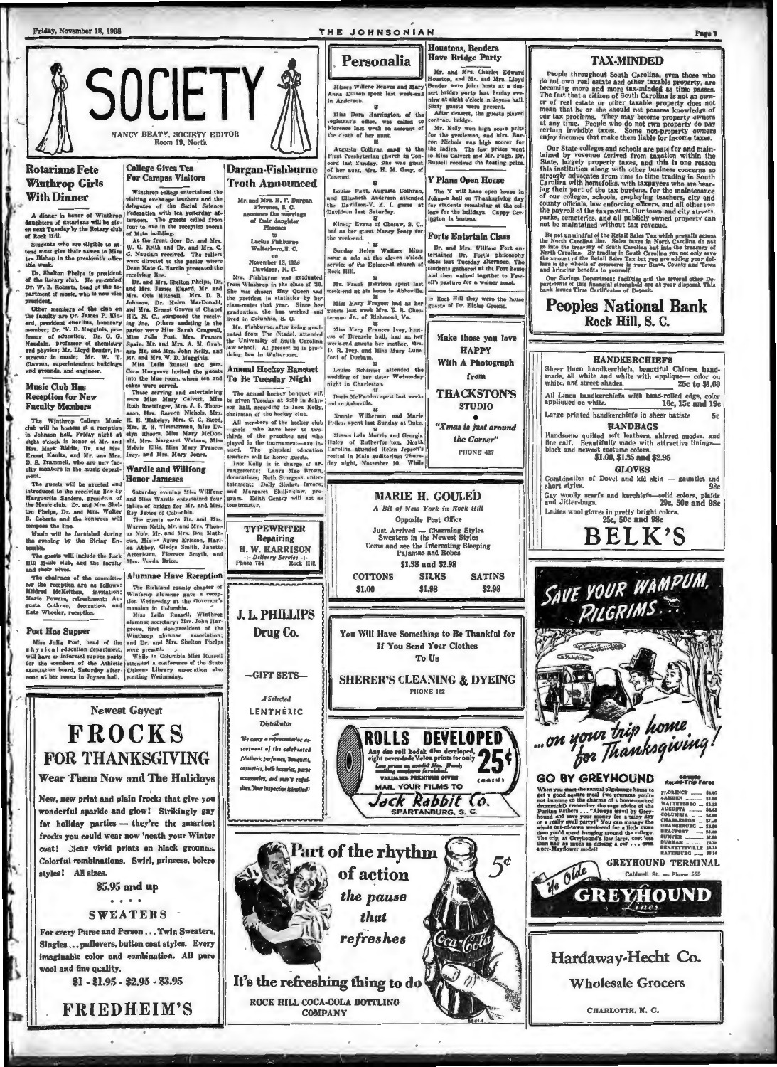# SOCIETY

NANCY BEATY, SOCIETY EDITOR
Room 19, North

## Rotarians Fete Winthrop Girls With Dinner

A dinner in honor of Winthrop daughters of Rotarians will be given next Tuesday by the Rotary club of Rock Hill.

Students who are eligible to attend must give their names to Miss Iva Bishop in the president's office this week.

Dr. Shelton Phelps is president of the Rotary club. He succeeded Dr. W. B. Roberts, head of the department of music, who is now vice president.

Other members of the club on the faculty are Dr. James P. Kinard, president emeritus, honorary member; Dr. W. D. Magginis, professor of education; Dr. G. G. Naudain, professor of chemistry and physics; Mr. Lloyd Bender, instructor in music; Mr. W. T. Clawson, superintendent buildings and grounds, and engineer.

## Music Club Has Reception for New Faculty Members

The Winthrop College Music club will be hostess at a reception in Johnson hall, Friday night at eight o'clock in honor of Mr. and Mrs. Mark Biddle, Dr. and Mrs. Ernest Kanitz, and Mr. and Mrs. D. S. Trammell, who are new faculty members in the music department.

The guests will be greeted and introduced to the receiving line by Marguerite Sanders, president of the Music club. Dr. and Mrs. Shelton Phelps, Dr. and Mrs. Walter B. Roberts and the sponsors will compose the line.

Music will be furnished during the evening by the String Ensemble.

The guests will include the Rock Hill Music club, and the faculty and their wives.

The chairmen of the committee for the reception are as follows: Mildred McKeithen, invitation; Marie Powers, refreshment; Augusta Cothran, decoration, and Kate Wheeler, reception.

## Post Has Supper

Miss Julia Post, head of the physical education department, will have an informal supper party for the members of the Athletic association board, Saturday afternoon at her rooms in Joynes hall.

## College Gives Tea For Campus Visitors

Winthrop college entertained the visiting exchange teachers and the delegates of the Social Science Federation with tea yesterday afternoon. The guests called from four to five in the reception rooms of Main building.

At the front door Dr. and Mrs. W. G. Keith and Dr. and Mrs. G. G. Naudain received. The callers were directed to the parlor where Dean Kate G. Hardin presented the receiving line.

Dr. and Mrs. Shelton Phelps, Dr. and Mrs. James Kinard, Mr. and Mrs. Otis Mitchell, Mrs. D. B. Johnson, Dr. Helen MacDonald, and Mrs. Ernest Groves of Chapel Hill, N. C., composed the receiving line. Others assisting in the parlor were Miss Sarah Cragwell, Miss Julia Post, Mrs. Frances Spain, Mr. and Mrs. A. M. Graham, Mr. and Mrs. John Kelly, and Mr. and Mrs. W. D. Magginis.

Miss Leila Russell and Mrs. Cora Hargrove invited the guests into the blue room, where tea and cakes were served.

Those serving and entertaining were Miss Mary Calvert, Miss Ruth Roettinger, Mrs. J. F. Thomason, Mrs. Barron Nichols, Mrs. R. E. Blakeley, Mrs. C. C. Steed, Mrs. R. H. Timmerman, Miss Evelyn Rhoden, Miss Mary McDonald, Mrs. Margaret Watson, Miss Melvin Ellis, Miss Mary Frances Ivey, and Mrs. Mary Jones.

## Wardle and Willfong Honor Jameses

Saturday evening Miss Willfong and Miss Wardle entertained four tables of bridge for Mr. and Mrs. Ray James of Columbia.

The guests were Dr. and Mrs. Warren Keith, Mr. and Mrs. Thomas Nole, Mr. and Mrs. Don Mathews, Misses Agnes Ericson, Marika Abbey, Gladys Smith, Janette Arterburn, Florence Smyth, and Mrs. Veeda Brice.

## Alumnae Have Reception

The Richland county chapter of Winthrop alumnae gave a reception Wednesday at the Governor's mansion in Columbia.

Miss Leila Russell, Winthrop alumnae secretary; Mrs. John Hargrove, first vice-president of the Winthrop alumnae association; and Dr. and Mrs. Shelton Phelps were present.

While in Columbia Miss Russell attended a conference of the State Citizens Library association also meeting Wednesday.

## Dargan-Fishburne Troth Announced

Mr. and Mrs. H. F. Dargan
Florence, S. C.
announce the marriage
of their daughter
Florence
to
Lucius Fishburne
Walterboro, S. C.
on
November 13, 1938
Davidson, N. C.

Mrs. Fishburne was graduated from Winthrop in the class of '36. She was chosen May Queen and the prettiest in statistics by her class-mates that year. Since her graduation she has worked and lived in Columbia, S. C.

Mr. Fishburne, after being graduated from The Citadel, attended the University of South Carolina law school. At present he is practicing law in Walterboro.

## Annual Hockey Banquet To Be Tuesday Night

The annual hockey banquet will be given Tuesday at 6:30 in Johnson hall, according to Ines Kelly, chairman of the hockey club.

All members of the hockey club—girls who have been to two-thirds of the practices and who played in the tournament—are invited. The physical education teachers will be honor guests.

Ines Kelly is in charge of arrangements; Laura Mae Brown, decorations; Ruth Sturgeon, entertainment; Dolly Sledge, favors; and Margaret Shillinglaw, program. Edith Gentry will act as toastmaster.

## Personalia

Misses Willene Reaves and Mary Anna Ellison spent last week-end in Anderson.

Miss Dora Harrington, of the registrar's office, was called to Florence last week on account of the death of her aunt.

Augusta Cothran sang at the First Presbyterian church in Concord last Sunday. She was guest of her aunt, Mrs. H. M. Grey, of Concord.

Louise Fant, Augusta Cothran, and Elizabeth Anderson attended the Davidson-V. M. I. game at Davidson last Saturday.

Kinsey Evans of Cheraw, S. C., had as her guest Nancy Beaty for the week-end.

Sunday Helen Wallace Mims sang a solo at the eleven o'clock service of the Episcopal church of Rock Hill.

Mr. Frank Harrison spent last week-end at his home in Abbeville.

Miss Mary Frayser had as her guests last week Mrs. E. R. Chesterman Jr., of Richmond, Va.

Miss Mary Frances Ivey, hostess of Breazeale hall, had as her week-end guests her mother, Mrs. D. R. Ivey, and Miss Mary Lunsford of Durham.

Louise Schirmer attended the wedding of her sister Wednesday night in Charleston.

Doris McFadden spent last week-end in Asheville.

Nonnie Wilkerson and Marie Fellers spent last Sunday at Duke.

Misses Lela Morris and Georgia Haley of Rutherfordton, North Carolina attended Helen Jepson's recital in Main auditorium Thursday night, November 10.

## Houstons, Benders Have Bridge Party

Mr. and Mrs. Charles Edward Houston, and Mr. and Mrs. Lloyd Bender were joint hosts at a dessert bridge party last Friday evening at eight o'clock in Joynes hall. Sixty guests were present.

After dessert, the guests played contract bridge.

Mr. Kelly won high score prize for the gentlemen, and Mrs. Barron Nichols was high scorer for the ladies. The low prizes went to Miss Calvert and Mr. Pugh. Dr. Bussell received the floating prize.

## Y Plans Open House

The Y will have open house in Johnson hall on Thanksgiving day for students remaining at the college for the holidays. Cappy Covington is hostess.

## Forts Entertain Class

Dr. and Mrs. William Fort entertained Dr. Fort's philosophy class last Tuesday afternoon. The students gathered at the Fort home and then walked together to Fewell's pasture for a weiner roast.

In Rock Hill they were the house guests of Dr. Eloise Greene.

## TAX-MINDED

People throughout South Carolina, even those who do not own real estate and other taxable property, are becoming more and more tax-minded as time passes. The fact that a citizen of South Carolina is not an owner of real estate or other taxable property does not mean that he or she should not possess knowledge of our tax problems. They may become property owners at any time. People who do not own property do pay certain invisible taxes. Some non-property owners enjoy incomes that make them liable for income taxes.

Our State colleges and schools are paid for and maintained by revenue derived from taxation within the State, largely property taxes, and this is one reason this institution along with other business concerns so strongly advocates from time to time trading in South Carolina with homefolks, with taxpayers who are bearing their part of the tax burdens, for the maintenance of our colleges, schools, employing teachers, city and county officials, law enforcing officers, and all others on the payroll of the taxpayers. Our town and city streets, parks, cemeteries, and all publicly owned property can not be maintained without tax revenue.

Be not unmindful of the Retail Sales Tax which prevails across the North Carolina line. Sales taxes in North Carolina do not go into the treasury of South Carolina but into the treasury of North Carolina. By trading in South Carolina you not only save the amount of the Retail Sales Tax but you are adding your dollars to the wheels of commerce in your State, County and Town and bringing benefits to yourself.

Our Savings Department facilities and the several other Departments of this financial stronghold are at your disposal. This bank issues Time Certificates of Deposit.

**Peoples National Bank**
Rock Hill, S. C.

---

**Newest Gayest**

# FROCKS FOR THANKSGIVING

**Wear Them Now and The Holidays**

New, new print and plain frocks that give you wonderful sparkle and glow! Strikingly gay for holiday parties — they're the smartest frocks you could wear now 'neath your Winter coat! Clear vivid prints on black grounds. Colorful combinations. Swirl, princess, bolero styles! All sizes.

$5.95 and up

**SWEATERS**

For every Purse and Person . . . Twin Sweaters, Singles . . . pullovers, button coat styles. Every imaginable color and combination. All pure wool and fine quality.

$1 - $1.95 - $2.95 - $3.95

**FRIEDHEIM'S**

---

**TYPEWRITER Repairing**
H. W. HARRISON
-:- Delivery Service -:-
Phone 734 Rock Hill

---

**J. L. PHILLIPS Drug Co.**

—GIFT SETS—

*A Selected*
LENTHÉRIC
*Distributor*

*We carry a representative assortment of the celebrated Lenthéric perfumes, Bouquets, cosmetics, bath luxuries, purse accessories, and men's requisites. Your inspection is invited!*

---

**Make those you love HAPPY With A Photograph from THACKSTON'S STUDIO**

*"Xmas is just around the Corner"*

PHONE 427

---

**MARIE H. GOULED**
*A Bit of New York in Rock Hill*
Opposite Post Office

Just Arrived — Charming Styles
Sweaters in the Newest Styles
Come and see the Interesting Sleeping Pajamas and Robes
$1.98 and $2.98

| COTTONS | SILKS | SATINS |
|---|---|---|
| $1.00 | $1.98 | $2.98 |

---

You Will Have Something to Be Thankful for If You Send Your Clothes To Us

**SHERER'S CLEANING & DYEING**
PHONE 162

---

**ROLLS DEVELOPED 25¢**
Any size roll kodak film developed, eight never-fade Velox prints for only 25¢ (coin). Mailing envelopes furnished.
VALUABLE PREMIUMS GIVEN
MAIL YOUR FILMS TO
**Jack Rabbit Co.**
SPARTANBURG, S. C.

---

Part of the rhythm of action *the pause that refreshes* 5¢

It's the refreshing thing to do

ROCK HILL COCA-COLA BOTTLING COMPANY

---

**HANDKERCHIEFS**

Sheer linen handkerchiefs, beautiful Chinese hand-made, all white and white with applique—color on white, and street shades. 25c to $1.00

All Linen handkerchiefs with hand-rolled edge, color appliqued on white. 10c, 15c and 19c

Large printed handkerchiefs in sheer batiste 5c

**HANDBAGS**

Handsome quilted soft leathers, shirred suedes, and fine calf. Beautifully made with attractive linings—black and newest costume colors.
$1.00, $1.95 and $2.95

**GLOVES**

Combination of Dovel and kid skin — gauntlet and short styles. 98c

Gay woolly scarfs and kerchiefs—solid colors, plaids and Jitter-bugs. 29c, 50c and 98c

Ladies wool gloves in pretty bright colors.
25c, 50c and 98c

**BELK'S**

---

*SAVE YOUR WAMPUM, PILGRIMS . . .*

*. . . on your trip home for Thanksgiving!*

**GO BY GREYHOUND**

When you start the annual pilgrimage home to get a good square meal (we presume you're not immune to the charms of a home-cooked drumstick!) remember the sage advice of the Puritan Fathers . . . "Always travel by Greyhound and save your money for a rainy day or a really swell party!" You can manage the whole out-of-town week-end for a little more than you'd spend hanging around the college. The trip, at Greyhound's low fares, cost less than half as much as driving a car . . . even a pre-Mayflower model!

| Sample Round-Trip Fares | |
|---|---|
| FLORENCE | $4.05 |
| CAMDEN | $1.90 |
| WALTERBORO | $8.15 |
| AUGUSTA | $4.45 |
| COLUMBIA | $2.80 |
| CHARLESTON | $7.40 |
| ORANGEBURG | $3.60 |
| BEAUFORT | $8.10 |
| SUMTER | $2.90 |
| DURHAM | $4.30 |
| BENNETTSVILLE | $3.35 |
| BATESBURG | $3.10 |

**GREYHOUND TERMINAL**
Caldwell St. — Phone 555

---

**Hardaway-Hecht Co.**
Wholesale Grocers
CHARLOTTE, N. C.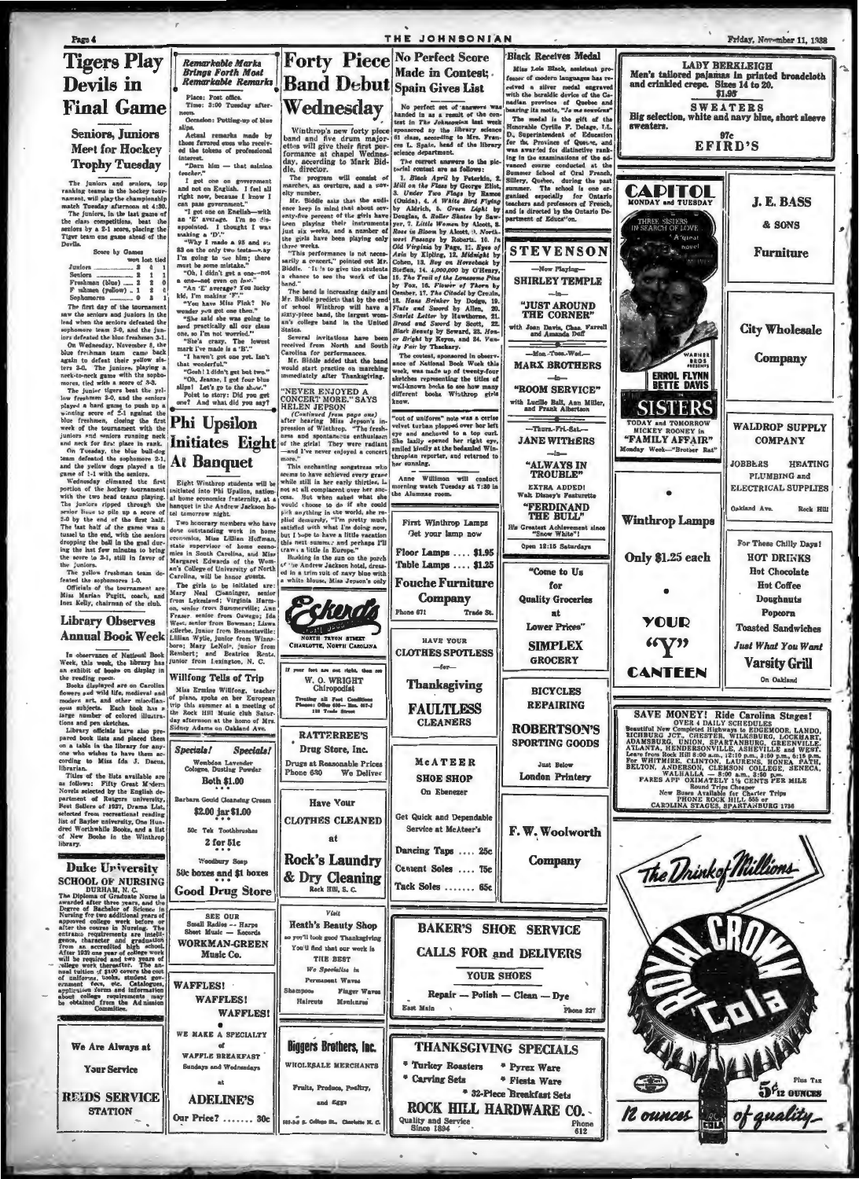# Tigers Play Devils in Final Game

## Seniors, Juniors Meet for Hockey Trophy Tuesday

The juniors and seniors, top ranking teams in the hockey tournament, will play the championship match Tuesday afternoon at 4:30. The juniors, in the last game of the class competitions, beat the seniors by a 2-1 score, placing the Tiger team one game ahead of the Devils.

Score by Games

| | won | lost | tied |
|---|---|---|---|
| Juniors | 3 | 0 | 1 |
| Seniors | 2 | 1 | 1 |
| Freshman (blue) | 2 | 2 | 0 |
| Freshmen (yellow) | 1 | 2 | 0 |
| Sophomores | 0 | 3 | 1 |

The first day of the tournament saw the seniors and juniors in the lead when the seniors defeated the sophomore team 3-0, and the juniors defeated the blue freshmen 3-1.

On Wednesday, November 8, the blue freshman team came back again to defeat their yellow sisters 3-0. The juniors, playing a neck-to-neck game with the sophomores, tied with a score of 3-3.

The junior tigers beat the yellow freshmen 3-0, and the seniors played a hard game to push up a winning score of 2-1 against the blue freshmen, closing the first week of the tournament with the juniors and seniors running neck and neck for first place in rank.

On Tuesday, the blue bull-dog team defeated the sophomore 2-1, and the yellow dogs played a tie game of 1-1 with the seniors.

Wednesday climaxed the first portion of the hockey tournament with the two head teams playing. The juniors ripped through the senior lines to pile up a score of 2-0 by the end of the first half. The last half of the game was a tussel to the end, with the seniors dropping the ball in the goal during the last few minutes to bring the score to 2-1, still in favor of the juniors.

The yellow freshman team defeated the sophomores 1-0.

Officials of the tournament are Miss Marian Pugitt, coach, and Inez Kelly, chairman of the club.

## Library Observes Annual Book Week

In observance of National Book Week, this week, the library has an exhibit of books on display in the reading room.

Books displayed are on Carolina flowers and wild life, medieval and modern art, and other miscellaneous subjects. Each book has a large number of colored illustrations and pen sketches.

Library officials have also prepared book lists and placed them on a table in the library for anyone who wishes to have them according to Miss Ida J. Dacus, librarian.

Titles of the lists available are as follows: Fifty Great Modern Novels selected by the English department of Rutgers university, Best Sellers of 1937, Drama List, selected from recreational reading list of Baylor university, One Hundred Worthwhile Books, and a list of New Books in the Winthrop library.

**Duke University SCHOOL OF NURSING**
DURHAM, N. C.
The Diploma of Graduate Nurse is awarded after three years, and the Degree of Bachelor of Science in Nursing for two additional years of approved college work before or after the course in Nursing. The entrance requirements are intelligence, character and graduation from an accredited high school. After 1933 one year of college work will be required and two years of college work thereafter. The annual tuition of $100 covers the cost of uniforms, books, student government fees, etc. Catalogues, application forms and information about college requirements may be obtained from the Admission Committee.

**We Are Always at Your Service**
**REIDS SERVICE STATION**

## Remarkable Marks Brings Forth Most Remarkable Remarks

Place: Post office.
Time: 3:00 Tuesday afternoon.
Occasion: Putting-up of blue slips.
Actual remarks made by those favored ones who received the tokens of professional interest.

"Darn him — that asinine teacher."
"I got one on government and not on English. I feel all right now, because I know I can pass government."
"I got one on English—with an 'E' average. I'm so disappointed. I thought I was making a 'D'."
"Why I made a 95 and an 83 on the only two tests—say I'm going to see him; there must be some mistake."
"Oh, I didn't get a one—not a one—not even on law."
"An 'E' average? You lucky kid, I'm making 'F'."
"You have Miss Fink? No wonder you got one then."
"She said she was going to send practically all our class one, so I'm not worried."
"She's crazy. The lowest mark I've made is a 'B'."
"I haven't got one yet. Isn't that wonderful."
"Gosh! I didn't get but two."
"Oh, Jeanne, I got four blue slips! Let's go to the show."
Point to story: Did you get one? And what did you say?

## Phi Upsilon Initiates Eight At Banquet

Eight Winthrop students will be initiated into Phi Upsilon, national home economics fraternity, at a banquet in the Andrew Jackson hotel tomorrow night.

Two honorary members who have done outstanding work in home economics, Miss Lillian Hoffman, state supervisor of home economics in South Carolina, and Miss Margaret Edwards of the Woman's College of University of North Carolina, will be honor guests.

The girls to be initiated are: Mary Neal Cleminger, senior from Lykesland; Virginia Harmon, senior from Summerville; Ann Fraser, senior from Oswego; Ida West, senior from Bowman; Lizzie Ellerbe, junior from Bennettsville; Lillian Wylie, junior from Winnsboro; Mary LeNoir, junior from Rembert; and Beatrice Rentz, junior from Lexington, N. C.

## Willfong Tells of Trip

Miss Ermine Willfong, teacher of piano, spoke on her European trip this summer at a meeting of the Rock Hill Music club Saturday afternoon at the home of Mrs. Sidney Adams on Oakland Ave.

**Specials! Specials!**
Woodbury Lavender Cologne, Dusting Powder
Both $1.00
Barbara Gould Cleansing Cream
$2.00 Jar $1.00
50c Tek Toothbrushes
2 for 51c
Woodbury Soap
50c boxes and $1 boxes
**Good Drug Store**

SEE OUR
Small Radios — Harps
Sheet Music — Records
**WORKMAN-GREEN Music Co.**

**WAFFLES! WAFFLES! WAFFLES!**
WE MAKE A SPECIALTY of WAFFLE BREAKFAST
Sundays and Wednesdays
at
**ADELINE'S**
Our Price? ....... 30c

## Forty Piece Band Debut Wednesday

Winthrop's new forty piece band and five drum majorettes will give their first performance at chapel Wednesday, according to Mark Biddle, director.

The program will consist of marches, an overture, and a novelty number.

Mr. Biddle asks that the audience keep in mind that about seventy-five percent of the girls have been playing their instruments just six weeks, and a number of the girls have been playing only three weeks.

"This performance is not necessarily a concert," pointed out Mr. Biddle. "It is to give the students a chance to see the work of the band."

The band is increasing daily and Mr. Biddle predicts that by the end of school Winthrop will have a sixty-piece band, the largest woman's college band in the United States.

Several invitations have been received from North and South Carolina for performances.

Mr. Biddle added that the band would start practice on marching immediately after Thanksgiving.

## "NEVER ENJOYED A CONCERT MORE," SAYS HELEN JEPSON

*(Continued from page one)*

after hearing Miss Jepson's impression of Winthrop. "The freshness and spontaneous enthusiasm of the girls! They were radiant —and I've never enjoyed a concert more."

This enchanting songstress who seems to have achieved every grace while still in her early thirties, is not at all complacent over her success. But when asked what she would choose to do if she could pick anything in the world, she replied demurely, "I'm pretty much satisfied with what I'm doing now, but I hope to have a little vacation this next summer and perhaps I'll travel a little in Europe."

Basking in the sun on the porch of the Andrew Jackson hotel, dressed in a trim suit of navy blue with a white blouse, Miss Jepson's only

**Efird's**
NORTH TRYON STREET
CHARLOTTE, NORTH CAROLINA

If your feet are not right, then see
**W. O. WRIGHT**
Chiropodist
Treating all Foot Conditions
Phones: Office 686— Res. 467-J
123 Trade Street

**RATTERREE'S Drug Store, Inc.**
Drugs at Reasonable Prices
Phone 630 We Deliver

**Have Your CLOTHES CLEANED at Rock's Laundry & Dry Cleaning**
Rock Hill, S. C.

Visit
**Heath's Beauty Shop**
so you'll look good Thanksgiving
You'll find that our work is
THE BEST
We Specialize in
Permanent Waves
Shampoos Finger Waves
Haircuts Manicures

**Biggers Brothers, Inc.**
WHOLESALE MERCHANTS
Fruits, Produce, Poultry, and Eggs
101-3-5 S. College St., Charlotte N. C.

## No Perfect Score Made in Contest; Spain Gives List

No perfect set of answers was handed in as a result of the contest in The Johnsonian last week sponsored by the library science 61 class, according to Mrs. Frances L. Spain, head of the library science department.

The correct answers to the pictorial contest are as follows:

1. *Black April* by Peterkin, 2. *Mill on the Floss* by George Eliot, 3. *Under Two Flags* by Ramee (Ouida), 4. *A White Bird Flying* by Aldrich, 5. *Green Light* by Douglas, 6. *Roller Skates* by Sawyer, 7. *Little Women* by Alcott, 8. *Rose in Bloom* by Alcott, 9. *Northwest Passage* by Roberts, 10. *In Old Virginia* by Page, 11. *Eyes of Asia* by Kipling, 12. *Midnight* by Cohen, 13. *Boy on Horseback* by Steffen, 14. *4,000,000* by O'Henry, 15. *The Trail of the Lonesome Pine* by Fox, 16. *Flower of Thorn* by Oemler, 17. *The Citadel* by Cronin, 18. *Hans Brinker* by Dodge, 19. *Flute and Sword* by Allen, 20. *Scarlet Letter* by Hawthorne, 21. *Bread and Sword* by Scott, 22. *Black Beauty* by Seward, 23. *Honor Bright* by Keyes, and 24. *Vanity Fair* by Thackeray.

The contest, sponsored in observance of National Book Week this week, was made up of twenty-four sketches representing the titles of well-known books to see how many different books Winthrop girls know.

"out of uniform" note was a cerise velvet turban plopped over her left eye and anchored to a top curl. She lazily opened her right eye, smiled kindly at the Rock Hill Winthropian reporter, and returned to her sunning.

Anne Willimon will conduct morning watch Tuesday at 7:30 in the Alumnae room.

First Winthrop Lamps
Get your lamp now
Floor Lamps .... $1.95
Table Lamps .... $1.25
**Fouche Furniture Company**
Phone 671 Trade St.

HAVE YOUR CLOTHES SPOTLESS —for— Thanksgiving
**FAULTLESS CLEANERS**

**McATEER SHOE SHOP**
On Ebenezer
Get Quick and Dependable Service at McAteer's
Dancing Taps .... 25c
Cement Soles .... 75c
Tack Soles ....... 65c

## Black Receives Medal

Miss Lois Black, assistant professor of modern languages has received a silver medal engraved with the heraldic device of the Canadian province of Quebec and bearing its motto, "*Je me souviens*".

The medal is the gift of the Honorable Cyrille F. Delage, LL. D., Superintendent of Education for the Province of Quebec, and was awarded for distinctive ranking in the examinations of the advanced course conducted at the Summer School of Oral French, Sillery, Quebec, during the past summer. The school is one organized especially for Ontario teachers and professors of French, and is directed by the Ontario Department of Education.

**STEVENSON**
—Now Playing—
SHIRLEY TEMPLE
—in—
"JUST AROUND THE CORNER"
with Joan Davis, Chas. Farrell and Amanda Duff
—Mon.-Tues.-Wed.—
MARX BROTHERS
—in—
"ROOM SERVICE"
with Lucille Ball, Ann Miller, and Frank Albertson
—Thurs.-Fri.-Sat.—
JANE WITHERS
—in—
"ALWAYS IN TROUBLE"
EXTRA ADDED!
Walt Disney's Featurette
"FERDINAND THE BULL"
His Greatest Achievement since "Snow White"!
Open 12:15 Saturdays

"Come to Us for Quality Groceries at Lower Prices"
**SIMPLEX GROCERY**

**BICYCLES REPAIRING**
**ROBERTSON'S SPORTING GOODS**
Just Below London Printery

**F. W. Woolworth Company**

**BAKER'S SHOE SERVICE**
CALLS FOR and DELIVERS
YOUR SHOES
Repair — Polish — Clean — Dye
East Main Phone 327

**THANKSGIVING SPECIALS**
* Turkey Roasters * Pyrex Ware
* Carving Sets * Fiesta Ware
* 32-Piece Breakfast Sets
**ROCK HILL HARDWARE CO.**
Quality and Service Since 1894 Phone 612

**LADY BERKLEIGH**
Men's tailored pajamas in printed broadcloth and crinkled crepe. Sizes 14 to 20.
$1.95
**SWEATERS**
Big selection, white and navy blue, short sleeve sweaters.
97c
**EFIRD'S**

**CAPITOL**
MONDAY and TUESDAY
THREE SISTERS IN SEARCH OF LOVE
WARNER BROS PRESENTS
ERROL FLYNN BETTE DAVIS
SISTERS
TODAY and TOMORROW
MICKEY ROONEY in
"FAMILY AFFAIR"
Monday Week—"Brother Rat"

**J. E. BASS & SONS**
Furniture

**City Wholesale Company**

**WALDROP SUPPLY COMPANY**
JOBBERS HEATING PLUMBING and ELECTRICAL SUPPLIES
Oakland Ave. Rock Hill

**Winthrop Lamps**
Only $1.25 each
**YOUR "Y" CANTEEN**

For These Chilly Days!
HOT DRINKS
Hot Chocolate
Hot Coffee
Doughnuts
Popcorn
Toasted Sandwiches
*Just What You Want*
**Varsity Grill**
On Oakland

SAVE MONEY! Ride Carolina Stages!
OVER 4 DAILY SCHEDULES
Beautiful New Completed Highways to EDGEMOOR, LANDO, RICHBURG JCT., CHESTER, WILKSBURG, LOCKHART, ADAMSBURG, UNION, SPARTANBURG, GREENVILLE, ATLANTA, HENDERSONVILLE, ASHEVILLE and WEST. Leave from Rock Hill 8:00 a.m., 12:10 p.m., 3:50 p.m., 6:15 p.m. For WHITMIRE, CLINTON, LAURENS, HONEA PATH, BELTON, ANDERSON, CLEMSON COLLEGE, SENECA, WALHALLA — 8:00 a.m., 3:50 p.m.
FARES APPROXIMATELY 1½ CENTS PER MILE
Round Trips Cheaper
New Buses Available for Charter Trips
PHONE ROCK HILL 555 or
CAROLINA STAGES, SPARTANBURG 1736

The Drink of Millions
ROYAL CROWN Cola
12 ounces of quality
Plus Tax 5c 12 OUNCES